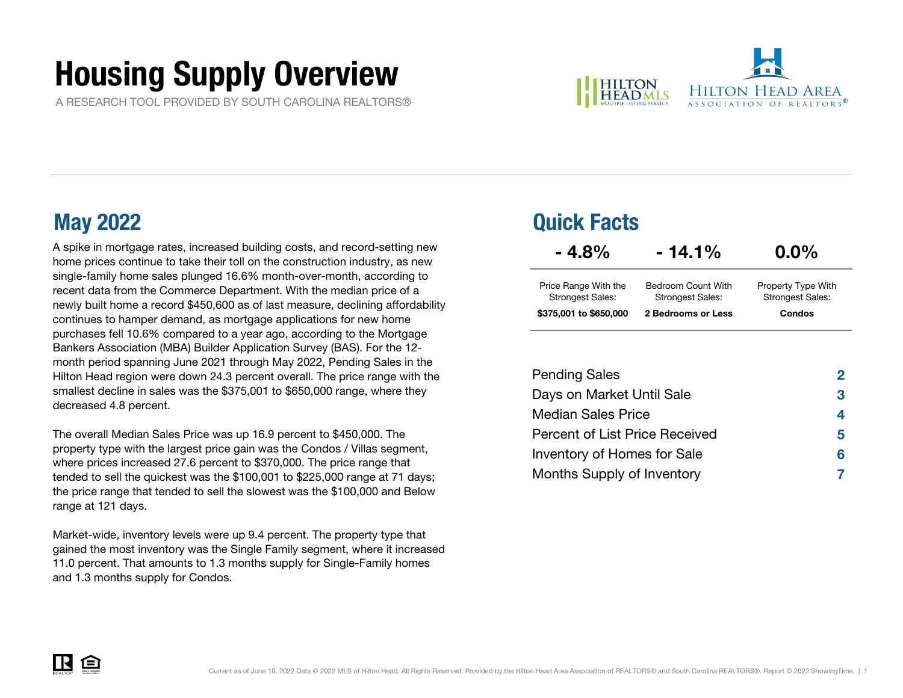# Housing Supply Overview

A RESEARCH TOOL PROVIDED BY SOUTH CAROLINA REALTORS®

## May 2022

A spike in mortgage rates, increased building costs, and record-setting new home prices continue to take their toll on the construction industry, as new single-family home sales plunged 16.6% month-over-month, according to recent data from the Commerce Department. With the median price of a newly built home a record $450,600 as of last measure, declining affordability continues to hamper demand, as mortgage applications for new home purchases fell 10.6% compared to a year ago, according to the Mortgage Bankers Association (MBA) Builder Application Survey (BAS). For the 12-month period spanning June 2021 through May 2022, Pending Sales in the Hilton Head region were down 24.3 percent overall. The price range with the smallest decline in sales was the $375,001 to $650,000 range, where they decreased 4.8 percent.

The overall Median Sales Price was up 16.9 percent to $450,000. The property type with the largest price gain was the Condos / Villas segment, where prices increased 27.6 percent to $370,000. The price range that tended to sell the quickest was the $100,001 to $225,000 range at 71 days; the price range that tended to sell the slowest was the $100,000 and Below range at 121 days.

Market-wide, inventory levels were up 9.4 percent. The property type that gained the most inventory was the Single Family segment, where it increased 11.0 percent. That amounts to 1.3 months supply for Single-Family homes and 1.3 months supply for Condos.

## Quick Facts

| - 4.8% | - 14.1% | 0.0% |
| --- | --- | --- |
| Price Range With the Strongest Sales: **$375,001 to $650,000** | Bedroom Count With Strongest Sales: **2 Bedrooms or Less** | Property Type With Strongest Sales: **Condos** |

| | |
| --- | --- |
| Pending Sales | 2 |
| Days on Market Until Sale | 3 |
| Median Sales Price | 4 |
| Percent of List Price Received | 5 |
| Inventory of Homes for Sale | 6 |
| Months Supply of Inventory | 7 |

Current as of June 10, 2022 Data © 2022 MLS of Hilton Head. All Rights Reserved. Provided by the Hilton Head Area Association of REALTORS® and South Carolina REALTORS®. Report © 2022 ShowingTime.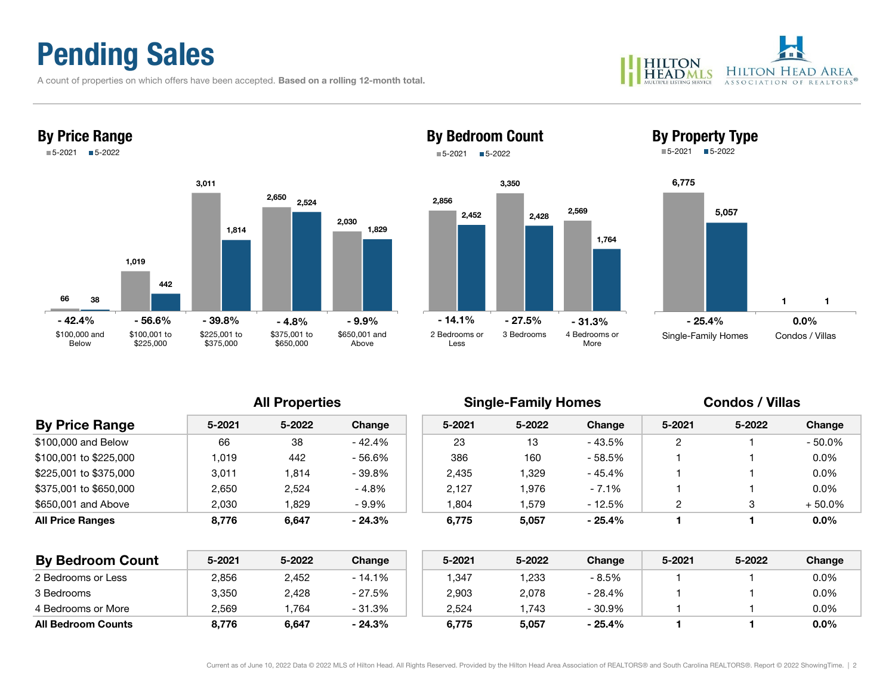# Pending Sales

A count of properties on which offers have been accepted. **Based on a rolling 12-month total.**

HILTON HEAD MLS MULTIPLE LISTING SERVICE

HILTON HEAD AREA ASSOCIATION OF REALTORS®

## By Price Range

5-2021 5-2022

66 38 - 42.4% $100,000 and Below

1,019 442 - 56.6% $100,001 to $225,000

3,011 1,814 - 39.8% $225,001 to $375,000

2,650 2,524 - 4.8% $375,001 to $650,000

2,030 1,829 - 9.9% $650,001 and Above

## By Bedroom Count

5-2021 5-2022

2,856 2,452 - 14.1% 2 Bedrooms or Less

3,350 2,428 - 27.5% 3 Bedrooms

2,569 1,764 - 31.3% 4 Bedrooms or More

## By Property Type

5-2021 5-2022

6,775 5,057 - 25.4% Single-Family Homes

1 1 0.0% Condos / Villas

| | All Properties | | | Single-Family Homes | | | Condos / Villas | | |
|---|---|---|---|---|---|---|---|---|---|
| **By Price Range** | 5-2021 | 5-2022 | Change | 5-2021 | 5-2022 | Change | 5-2021 | 5-2022 | Change |
| $100,000 and Below | 66 | 38 | - 42.4% | 23 | 13 | - 43.5% | 2 | 1 | - 50.0% |
| $100,001 to $225,000 | 1,019 | 442 | - 56.6% | 386 | 160 | - 58.5% | 1 | 1 | 0.0% |
| $225,001 to $375,000 | 3,011 | 1,814 | - 39.8% | 2,435 | 1,329 | - 45.4% | 1 | 1 | 0.0% |
| $375,001 to $650,000 | 2,650 | 2,524 | - 4.8% | 2,127 | 1,976 | - 7.1% | 1 | 1 | 0.0% |
| $650,001 and Above | 2,030 | 1,829 | - 9.9% | 1,804 | 1,579 | - 12.5% | 2 | 3 | + 50.0% |
| **All Price Ranges** | **8,776** | **6,647** | **- 24.3%** | **6,775** | **5,057** | **- 25.4%** | **1** | **1** | **0.0%** |

| **By Bedroom Count** | 5-2021 | 5-2022 | Change | 5-2021 | 5-2022 | Change | 5-2021 | 5-2022 | Change |
|---|---|---|---|---|---|---|---|---|---|
| 2 Bedrooms or Less | 2,856 | 2,452 | - 14.1% | 1,347 | 1,233 | - 8.5% | 1 | 1 | 0.0% |
| 3 Bedrooms | 3,350 | 2,428 | - 27.5% | 2,903 | 2,078 | - 28.4% | 1 | 1 | 0.0% |
| 4 Bedrooms or More | 2,569 | 1,764 | - 31.3% | 2,524 | 1,743 | - 30.9% | 1 | 1 | 0.0% |
| **All Bedroom Counts** | **8,776** | **6,647** | **- 24.3%** | **6,775** | **5,057** | **- 25.4%** | **1** | **1** | **0.0%** |

Current as of June 10, 2022 Data © 2022 MLS of Hilton Head. All Rights Reserved. Provided by the Hilton Head Area Association of REALTORS® and South Carolina REALTORS®. Report © 2022 ShowingTime.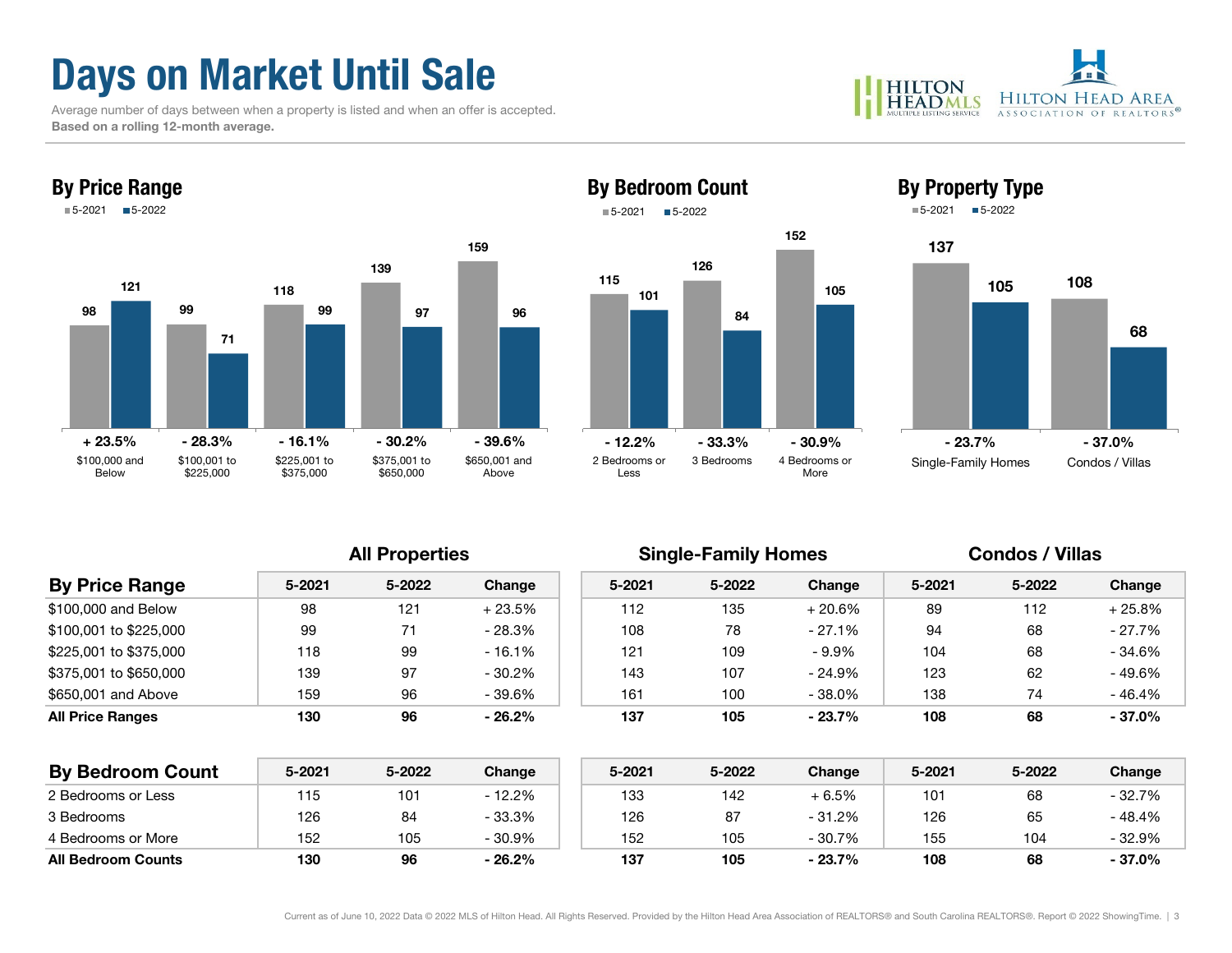# Days on Market Until Sale

Average number of days between when a property is listed and when an offer is accepted.
**Based on a rolling 12-month average.**

## By Price Range

5-2021 5-2022

98 121 99 71 118 99 139 97 159 96

+ 23.5% - 28.3% - 16.1% - 30.2% - 39.6%

$100,000 and Below | $100,001 to $225,000 | $225,001 to $375,000 | $375,001 to $650,000 | $650,001 and Above

## By Bedroom Count

5-2021 5-2022

115 101 126 84 152 105

- 12.2% - 33.3% - 30.9%

2 Bedrooms or Less | 3 Bedrooms | 4 Bedrooms or More

## By Property Type

5-2021 5-2022

137 105 108 68

- 23.7% - 37.0%

Single-Family Homes | Condos / Villas

| | All Properties | | | Single-Family Homes | | | Condos / Villas | | |
|---|---|---|---|---|---|---|---|---|---|
| **By Price Range** | 5-2021 | 5-2022 | Change | 5-2021 | 5-2022 | Change | 5-2021 | 5-2022 | Change |
| $100,000 and Below | 98 | 121 | + 23.5% | 112 | 135 | + 20.6% | 89 | 112 | + 25.8% |
| $100,001 to $225,000 | 99 | 71 | - 28.3% | 108 | 78 | - 27.1% | 94 | 68 | - 27.7% |
| $225,001 to $375,000 | 118 | 99 | - 16.1% | 121 | 109 | - 9.9% | 104 | 68 | - 34.6% |
| $375,001 to $650,000 | 139 | 97 | - 30.2% | 143 | 107 | - 24.9% | 123 | 62 | - 49.6% |
| $650,001 and Above | 159 | 96 | - 39.6% | 161 | 100 | - 38.0% | 138 | 74 | - 46.4% |
| **All Price Ranges** | **130** | **96** | **- 26.2%** | **137** | **105** | **- 23.7%** | **108** | **68** | **- 37.0%** |

| By Bedroom Count | 5-2021 | 5-2022 | Change | 5-2021 | 5-2022 | Change | 5-2021 | 5-2022 | Change |
|---|---|---|---|---|---|---|---|---|---|
| 2 Bedrooms or Less | 115 | 101 | - 12.2% | 133 | 142 | + 6.5% | 101 | 68 | - 32.7% |
| 3 Bedrooms | 126 | 84 | - 33.3% | 126 | 87 | - 31.2% | 126 | 65 | - 48.4% |
| 4 Bedrooms or More | 152 | 105 | - 30.9% | 152 | 105 | - 30.7% | 155 | 104 | - 32.9% |
| **All Bedroom Counts** | **130** | **96** | **- 26.2%** | **137** | **105** | **- 23.7%** | **108** | **68** | **- 37.0%** |

Current as of June 10, 2022 Data © 2022 MLS of Hilton Head. All Rights Reserved. Provided by the Hilton Head Area Association of REALTORS® and South Carolina REALTORS®. Report © 2022 ShowingTime.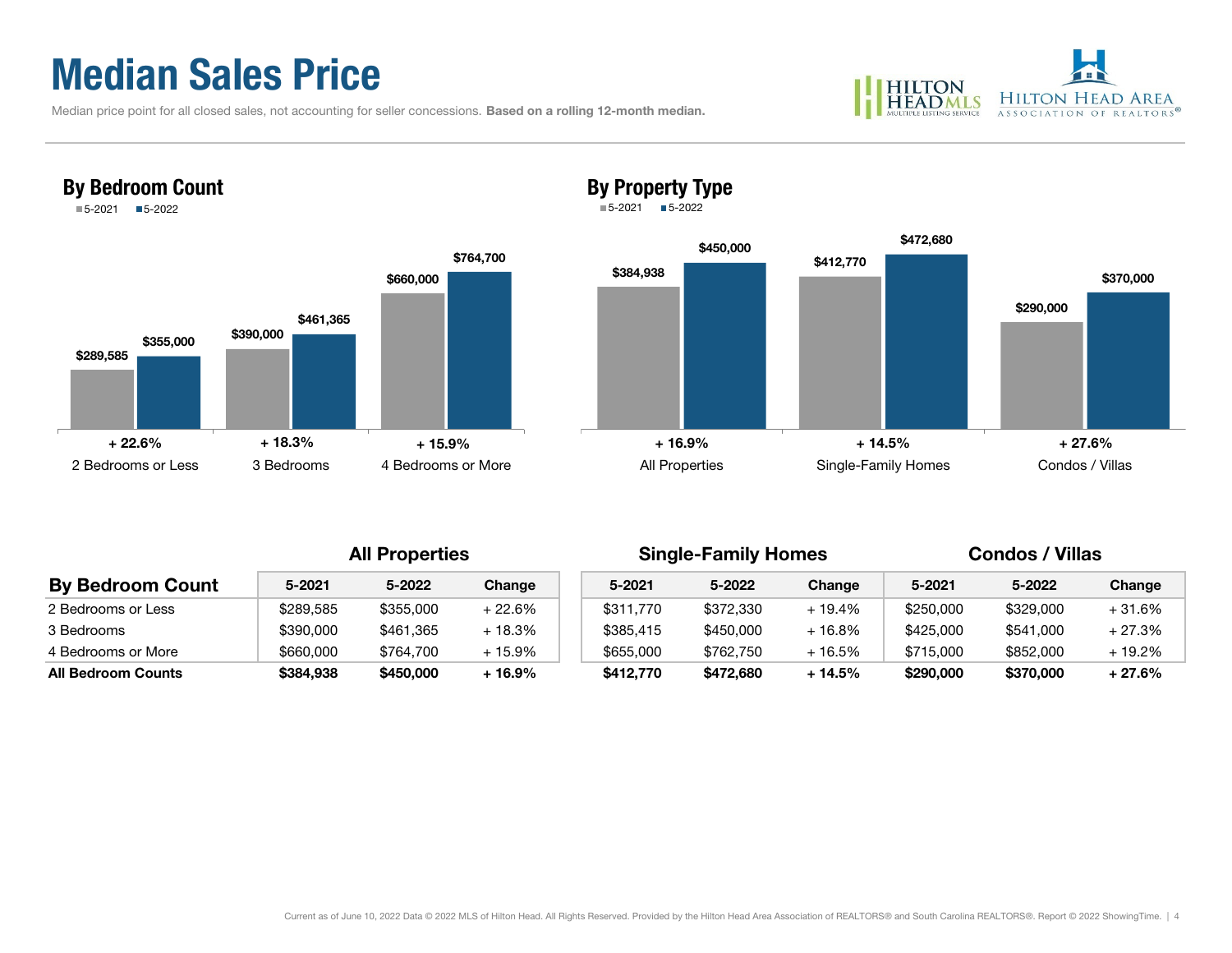# Median Sales Price

Median price point for all closed sales, not accounting for seller concessions. **Based on a rolling 12-month median.**

## By Bedroom Count

5-2021 5-2022

$289,585 $355,000
+ 22.6%
2 Bedrooms or Less

$390,000 $461,365
+ 18.3%
3 Bedrooms

$660,000 $764,700
+ 15.9%
4 Bedrooms or More

## By Property Type

5-2021 5-2022

$384,938 $450,000
+ 16.9%
All Properties

$412,770 $472,680
+ 14.5%
Single-Family Homes

$290,000 $370,000
+ 27.6%
Condos / Villas

| | All Properties | | | Single-Family Homes | | | Condos / Villas | | |
|---|---|---|---|---|---|---|---|---|---|
| **By Bedroom Count** | 5-2021 | 5-2022 | Change | 5-2021 | 5-2022 | Change | 5-2021 | 5-2022 | Change |
| 2 Bedrooms or Less | $289,585 | $355,000 | + 22.6% | $311,770 | $372,330 | + 19.4% | $250,000 | $329,000 | + 31.6% |
| 3 Bedrooms | $390,000 | $461,365 | + 18.3% | $385,415 | $450,000 | + 16.8% | $425,000 | $541,000 | + 27.3% |
| 4 Bedrooms or More | $660,000 | $764,700 | + 15.9% | $655,000 | $762,750 | + 16.5% | $715,000 | $852,000 | + 19.2% |
| **All Bedroom Counts** | **$384,938** | **$450,000** | **+ 16.9%** | **$412,770** | **$472,680** | **+ 14.5%** | **$290,000** | **$370,000** | **+ 27.6%** |

Current as of June 10, 2022 Data © 2022 MLS of Hilton Head. All Rights Reserved. Provided by the Hilton Head Area Association of REALTORS® and South Carolina REALTORS®. Report © 2022 ShowingTime.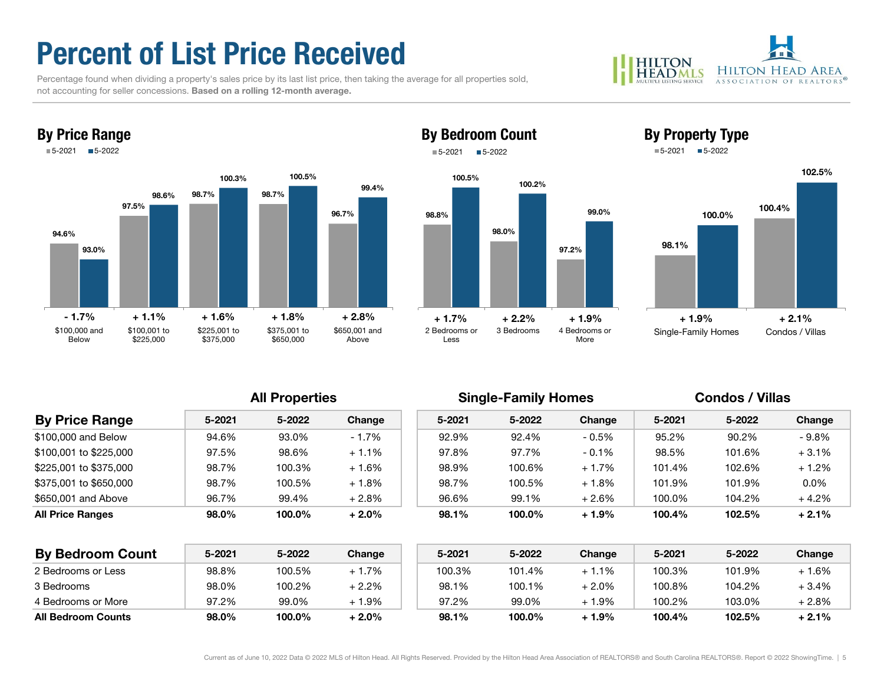# Percent of List Price Received

Percentage found when dividing a property's sales price by its last list price, then taking the average for all properties sold, not accounting for seller concessions. **Based on a rolling 12-month average.**

HILTON HEAD MLS MULTIPLE LISTING SERVICE

HILTON HEAD AREA ASSOCIATION OF REALTORS®

## By Price Range

5-2021 5-2022

94.6% 93.0%
- 1.7%
$100,000 and Below

97.5% 98.6%
+ 1.1%
$100,001 to $225,000

98.7% 100.3%
+ 1.6%
$225,001 to $375,000

98.7% 100.5%
+ 1.8%
$375,001 to $650,000

96.7% 99.4%
+ 2.8%
$650,001 and Above

## By Bedroom Count

5-2021 5-2022

98.8% 100.5%
+ 1.7%
2 Bedrooms or Less

98.0% 100.2%
+ 2.2%
3 Bedrooms

97.2% 99.0%
+ 1.9%
4 Bedrooms or More

## By Property Type

5-2021 5-2022

98.1% 100.0%
+ 1.9%
Single-Family Homes

100.4% 102.5%
+ 2.1%
Condos / Villas

| | All Properties | | | Single-Family Homes | | | Condos / Villas | | |
|---|---|---|---|---|---|---|---|---|---|
| **By Price Range** | 5-2021 | 5-2022 | Change | 5-2021 | 5-2022 | Change | 5-2021 | 5-2022 | Change |
| $100,000 and Below | 94.6% | 93.0% | - 1.7% | 92.9% | 92.4% | - 0.5% | 95.2% | 90.2% | - 9.8% |
| $100,001 to $225,000 | 97.5% | 98.6% | + 1.1% | 97.8% | 97.7% | - 0.1% | 98.5% | 101.6% | + 3.1% |
| $225,001 to $375,000 | 98.7% | 100.3% | + 1.6% | 98.9% | 100.6% | + 1.7% | 101.4% | 102.6% | + 1.2% |
| $375,001 to $650,000 | 98.7% | 100.5% | + 1.8% | 98.7% | 100.5% | + 1.8% | 101.9% | 101.9% | 0.0% |
| $650,001 and Above | 96.7% | 99.4% | + 2.8% | 96.6% | 99.1% | + 2.6% | 100.0% | 104.2% | + 4.2% |
| **All Price Ranges** | **98.0%** | **100.0%** | **+ 2.0%** | **98.1%** | **100.0%** | **+ 1.9%** | **100.4%** | **102.5%** | **+ 2.1%** |

| **By Bedroom Count** | 5-2021 | 5-2022 | Change | 5-2021 | 5-2022 | Change | 5-2021 | 5-2022 | Change |
|---|---|---|---|---|---|---|---|---|---|
| 2 Bedrooms or Less | 98.8% | 100.5% | + 1.7% | 100.3% | 101.4% | + 1.1% | 100.3% | 101.9% | + 1.6% |
| 3 Bedrooms | 98.0% | 100.2% | + 2.2% | 98.1% | 100.1% | + 2.0% | 100.8% | 104.2% | + 3.4% |
| 4 Bedrooms or More | 97.2% | 99.0% | + 1.9% | 97.2% | 99.0% | + 1.9% | 100.2% | 103.0% | + 2.8% |
| **All Bedroom Counts** | **98.0%** | **100.0%** | **+ 2.0%** | **98.1%** | **100.0%** | **+ 1.9%** | **100.4%** | **102.5%** | **+ 2.1%** |

Current as of June 10, 2022 Data © 2022 MLS of Hilton Head. All Rights Reserved. Provided by the Hilton Head Area Association of REALTORS® and South Carolina REALTORS®. Report © 2022 ShowingTime.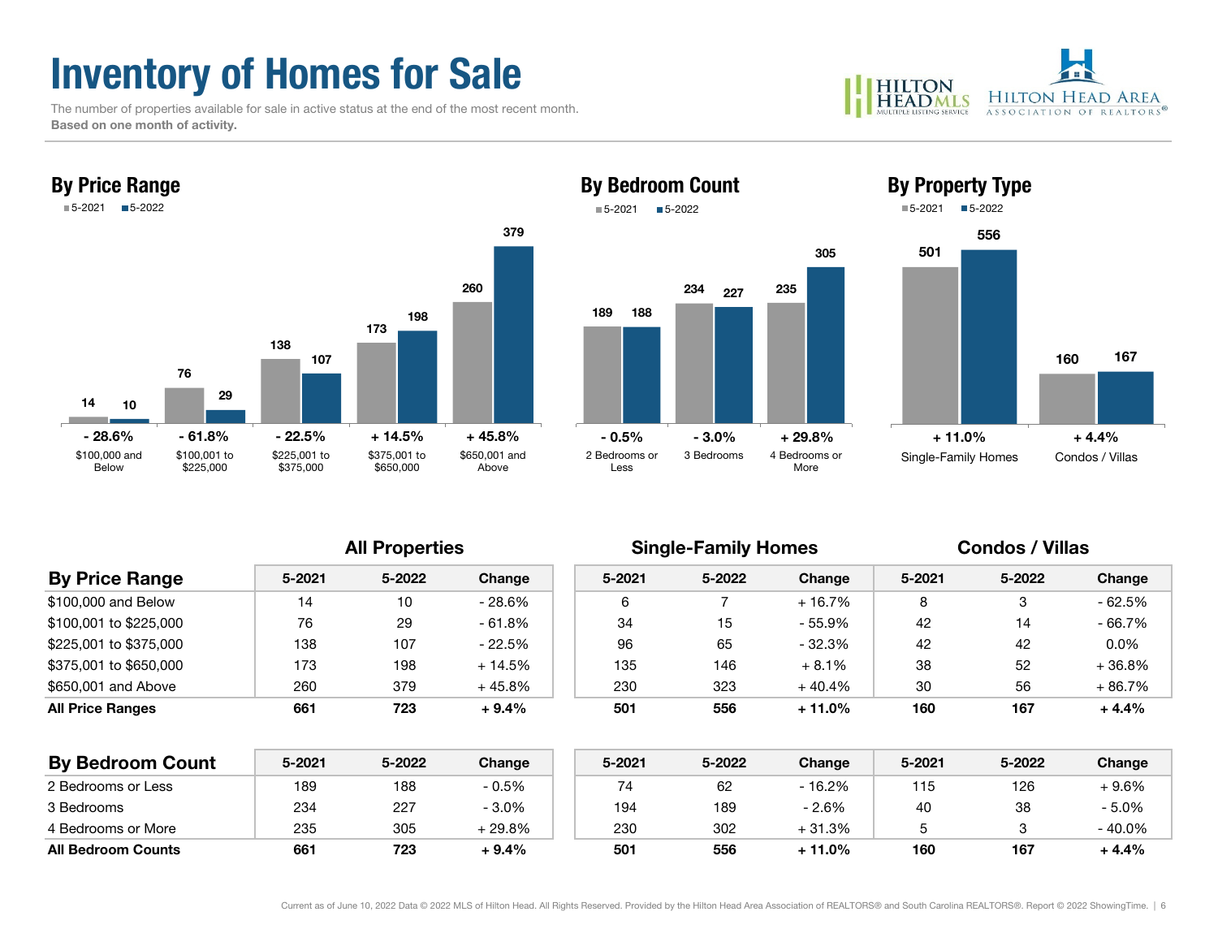# Inventory of Homes for Sale

The number of properties available for sale in active status at the end of the most recent month.
**Based on one month of activity.**

## By Price Range

| Price Range | 5-2021 | 5-2022 | Change |
|---|---|---|---|
| $100,000 and Below | 14 | 10 | - 28.6% |
| $100,001 to $225,000 | 76 | 29 | - 61.8% |
| $225,001 to $375,000 | 138 | 107 | - 22.5% |
| $375,001 to $650,000 | 173 | 198 | + 14.5% |
| $650,001 and Above | 260 | 379 | + 45.8% |

## By Bedroom Count

| Bedroom Count | 5-2021 | 5-2022 | Change |
|---|---|---|---|
| 2 Bedrooms or Less | 189 | 188 | - 0.5% |
| 3 Bedrooms | 234 | 227 | - 3.0% |
| 4 Bedrooms or More | 235 | 305 | + 29.8% |

## By Property Type

| Property Type | 5-2021 | 5-2022 | Change |
|---|---|---|---|
| Single-Family Homes | 501 | 556 | + 11.0% |
| Condos / Villas | 160 | 167 | + 4.4% |

| | All Properties | | | Single-Family Homes | | | Condos / Villas | | |
|---|---|---|---|---|---|---|---|---|---|
| **By Price Range** | 5-2021 | 5-2022 | Change | 5-2021 | 5-2022 | Change | 5-2021 | 5-2022 | Change |
| $100,000 and Below | 14 | 10 | - 28.6% | 6 | 7 | + 16.7% | 8 | 3 | - 62.5% |
| $100,001 to $225,000 | 76 | 29 | - 61.8% | 34 | 15 | - 55.9% | 42 | 14 | - 66.7% |
| $225,001 to $375,000 | 138 | 107 | - 22.5% | 96 | 65 | - 32.3% | 42 | 42 | 0.0% |
| $375,001 to $650,000 | 173 | 198 | + 14.5% | 135 | 146 | + 8.1% | 38 | 52 | + 36.8% |
| $650,001 and Above | 260 | 379 | + 45.8% | 230 | 323 | + 40.4% | 30 | 56 | + 86.7% |
| **All Price Ranges** | **661** | **723** | **+ 9.4%** | **501** | **556** | **+ 11.0%** | **160** | **167** | **+ 4.4%** |

| **By Bedroom Count** | 5-2021 | 5-2022 | Change | 5-2021 | 5-2022 | Change | 5-2021 | 5-2022 | Change |
|---|---|---|---|---|---|---|---|---|---|
| 2 Bedrooms or Less | 189 | 188 | - 0.5% | 74 | 62 | - 16.2% | 115 | 126 | + 9.6% |
| 3 Bedrooms | 234 | 227 | - 3.0% | 194 | 189 | - 2.6% | 40 | 38 | - 5.0% |
| 4 Bedrooms or More | 235 | 305 | + 29.8% | 230 | 302 | + 31.3% | 5 | 3 | - 40.0% |
| **All Bedroom Counts** | **661** | **723** | **+ 9.4%** | **501** | **556** | **+ 11.0%** | **160** | **167** | **+ 4.4%** |

Current as of June 10, 2022 Data © 2022 MLS of Hilton Head. All Rights Reserved. Provided by the Hilton Head Area Association of REALTORS® and South Carolina REALTORS®. Report © 2022 ShowingTime.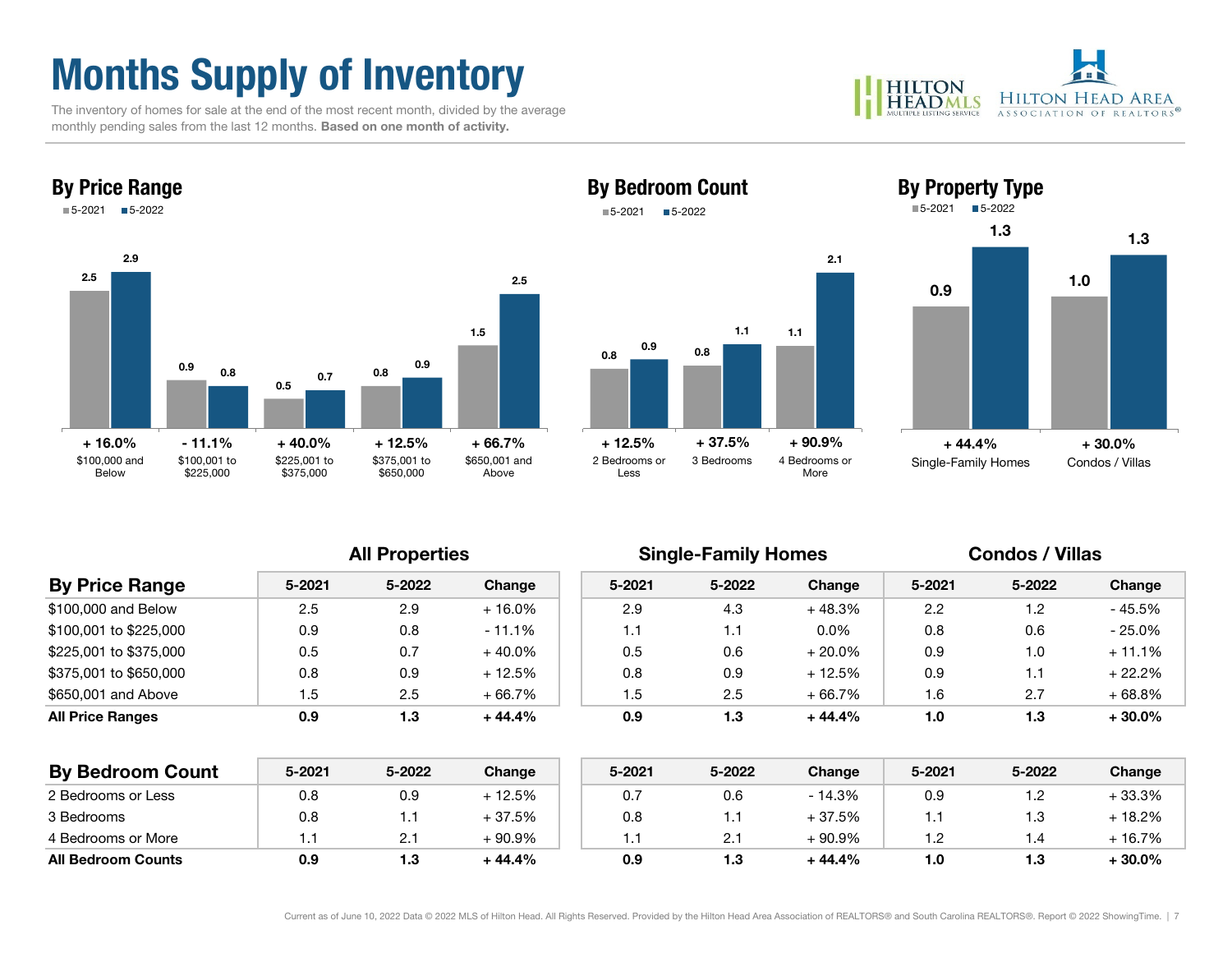# Months Supply of Inventory

The inventory of homes for sale at the end of the most recent month, divided by the average monthly pending sales from the last 12 months. **Based on one month of activity.**

HILTON HEAD MLS MULTIPLE LISTING SERVICE

HILTON HEAD AREA ASSOCIATION OF REALTORS®

## By Price Range

5-2021 5-2022

2.5 2.9 0.9 0.8 0.5 0.7 0.8 0.9 1.5 2.5

+ 16.0% $100,000 and Below

- 11.1% $100,001 to $225,000

+ 40.0% $225,001 to $375,000

+ 12.5% $375,001 to $650,000

+ 66.7% $650,001 and Above

## By Bedroom Count

5-2021 5-2022

0.8 0.9 0.8 1.1 1.1 2.1

+ 12.5% 2 Bedrooms or Less

+ 37.5% 3 Bedrooms

+ 90.9% 4 Bedrooms or More

## By Property Type

5-2021 5-2022

0.9 1.3 1.0 1.3

+ 44.4% Single-Family Homes

+ 30.0% Condos / Villas

| | All Properties | | | Single-Family Homes | | | Condos / Villas | | |
|---|---|---|---|---|---|---|---|---|---|
| **By Price Range** | 5-2021 | 5-2022 | Change | 5-2021 | 5-2022 | Change | 5-2021 | 5-2022 | Change |
| $100,000 and Below | 2.5 | 2.9 | + 16.0% | 2.9 | 4.3 | + 48.3% | 2.2 | 1.2 | - 45.5% |
| $100,001 to $225,000 | 0.9 | 0.8 | - 11.1% | 1.1 | 1.1 | 0.0% | 0.8 | 0.6 | - 25.0% |
| $225,001 to $375,000 | 0.5 | 0.7 | + 40.0% | 0.5 | 0.6 | + 20.0% | 0.9 | 1.0 | + 11.1% |
| $375,001 to $650,000 | 0.8 | 0.9 | + 12.5% | 0.8 | 0.9 | + 12.5% | 0.9 | 1.1 | + 22.2% |
| $650,001 and Above | 1.5 | 2.5 | + 66.7% | 1.5 | 2.5 | + 66.7% | 1.6 | 2.7 | + 68.8% |
| **All Price Ranges** | **0.9** | **1.3** | **+ 44.4%** | **0.9** | **1.3** | **+ 44.4%** | **1.0** | **1.3** | **+ 30.0%** |

| **By Bedroom Count** | 5-2021 | 5-2022 | Change | 5-2021 | 5-2022 | Change | 5-2021 | 5-2022 | Change |
|---|---|---|---|---|---|---|---|---|---|
| 2 Bedrooms or Less | 0.8 | 0.9 | + 12.5% | 0.7 | 0.6 | - 14.3% | 0.9 | 1.2 | + 33.3% |
| 3 Bedrooms | 0.8 | 1.1 | + 37.5% | 0.8 | 1.1 | + 37.5% | 1.1 | 1.3 | + 18.2% |
| 4 Bedrooms or More | 1.1 | 2.1 | + 90.9% | 1.1 | 2.1 | + 90.9% | 1.2 | 1.4 | + 16.7% |
| **All Bedroom Counts** | **0.9** | **1.3** | **+ 44.4%** | **0.9** | **1.3** | **+ 44.4%** | **1.0** | **1.3** | **+ 30.0%** |

Current as of June 10, 2022 Data © 2022 MLS of Hilton Head. All Rights Reserved. Provided by the Hilton Head Area Association of REALTORS® and South Carolina REALTORS®. Report © 2022 ShowingTime.